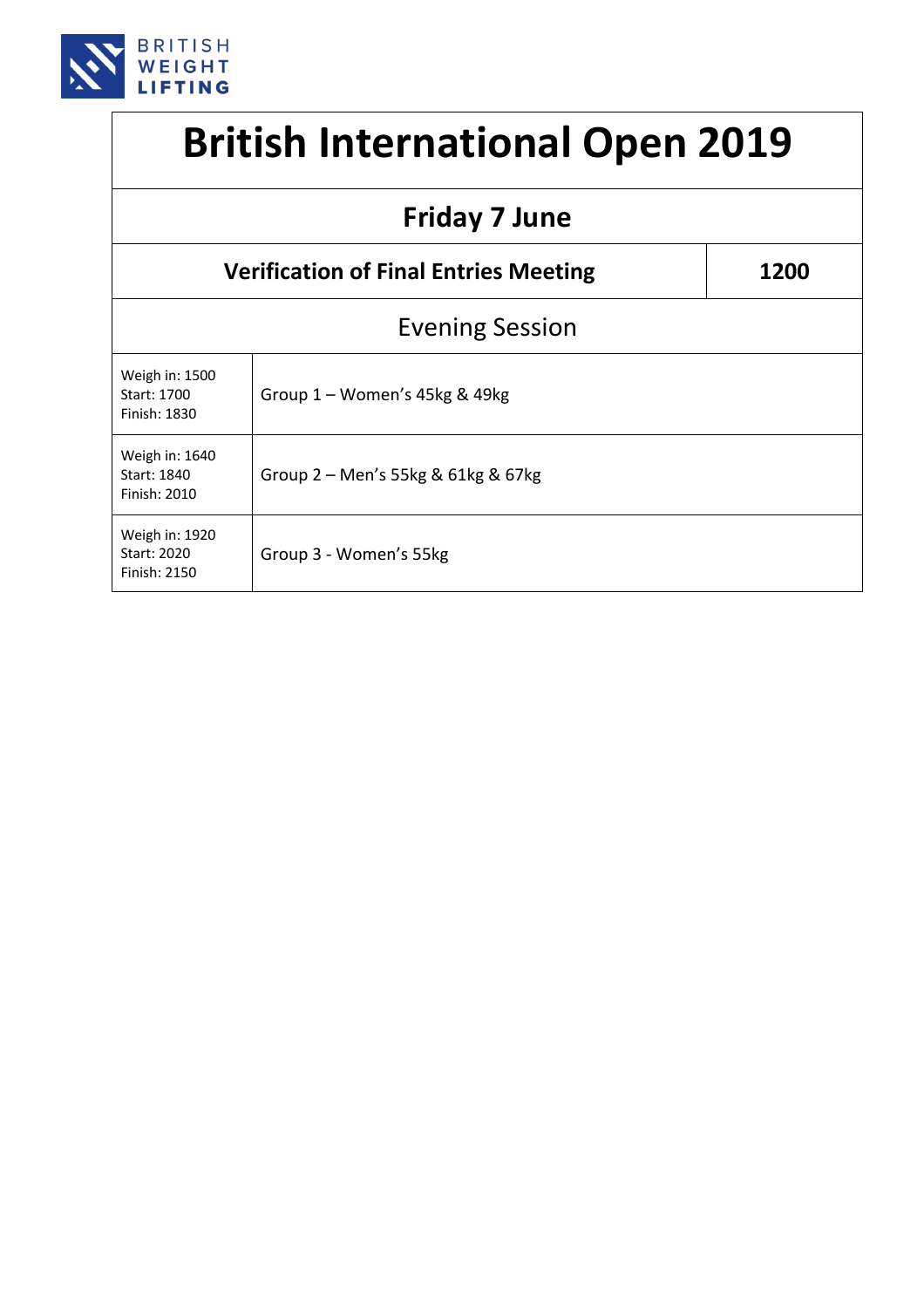BRITISH WEIGHT LIFTING

# British International Open 2019

## Friday 7 June

| Verification of Final Entries Meeting | 1200 |
|---|---|

### Evening Session

| Times | Group |
|---|---|
| Weigh in: 1500<br>Start: 1700<br>Finish: 1830 | Group 1 – Women's 45kg & 49kg |
| Weigh in: 1640<br>Start: 1840<br>Finish: 2010 | Group 2 – Men's 55kg & 61kg & 67kg |
| Weigh in: 1920<br>Start: 2020<br>Finish: 2150 | Group 3 - Women's 55kg |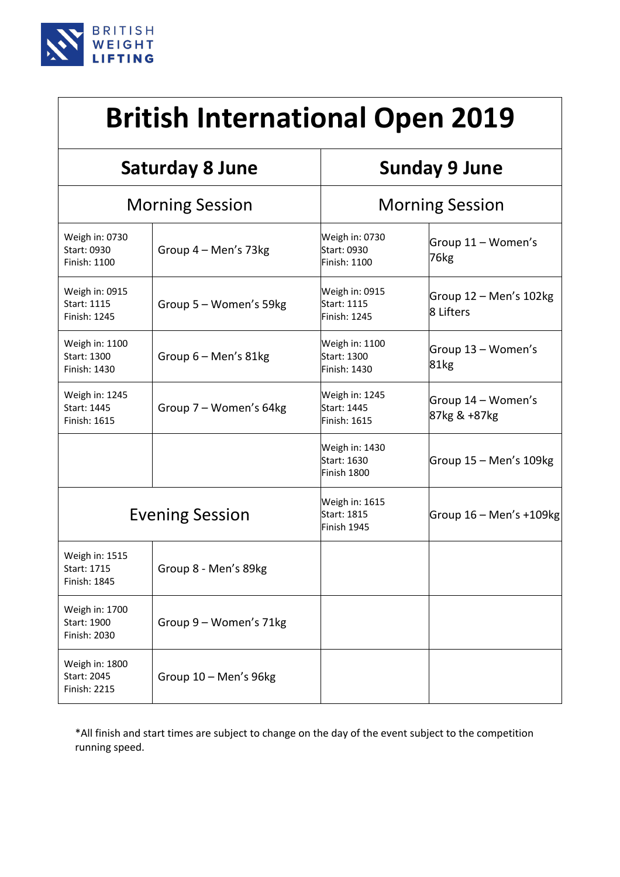# British International Open 2019

| Saturday 8 June | | Sunday 9 June | |
|---|---|---|---|
| **Morning Session** | | **Morning Session** | |
| Weigh in: 0730<br>Start: 0930<br>Finish: 1100 | Group 4 – Men's 73kg | Weigh in: 0730<br>Start: 0930<br>Finish: 1100 | Group 11 – Women's 76kg |
| Weigh in: 0915<br>Start: 1115<br>Finish: 1245 | Group 5 – Women's 59kg | Weigh in: 0915<br>Start: 1115<br>Finish: 1245 | Group 12 – Men's 102kg<br>8 Lifters |
| Weigh in: 1100<br>Start: 1300<br>Finish: 1430 | Group 6 – Men's 81kg | Weigh in: 1100<br>Start: 1300<br>Finish: 1430 | Group 13 – Women's 81kg |
| Weigh in: 1245<br>Start: 1445<br>Finish: 1615 | Group 7 – Women's 64kg | Weigh in: 1245<br>Start: 1445<br>Finish: 1615 | Group 14 – Women's 87kg & +87kg |
| | | Weigh in: 1430<br>Start: 1630<br>Finish 1800 | Group 15 – Men's 109kg |
| **Evening Session** | | Weigh in: 1615<br>Start: 1815<br>Finish 1945 | Group 16 – Men's +109kg |
| Weigh in: 1515<br>Start: 1715<br>Finish: 1845 | Group 8 - Men's 89kg | | |
| Weigh in: 1700<br>Start: 1900<br>Finish: 2030 | Group 9 – Women's 71kg | | |
| Weigh in: 1800<br>Start: 2045<br>Finish: 2215 | Group 10 – Men's 96kg | | |

*All finish and start times are subject to change on the day of the event subject to the competition running speed.